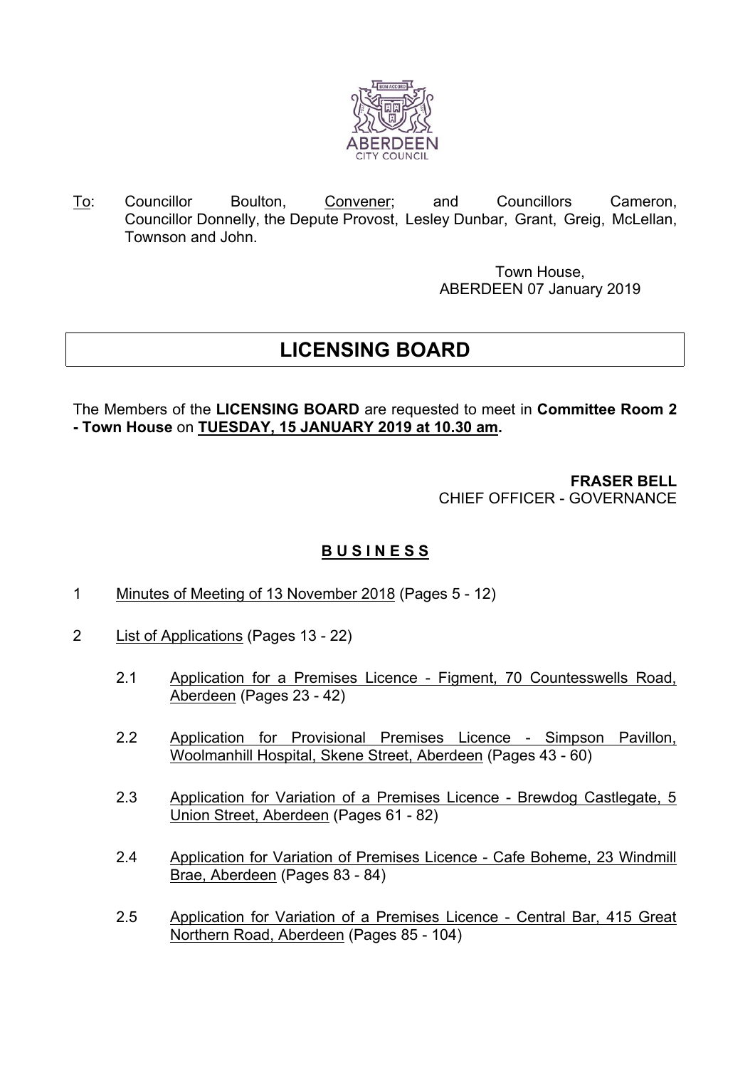ABERDEEN CITY COUNCIL

To: Councillor Boulton, Convener; and Councillors Cameron, Councillor Donnelly, the Depute Provost, Lesley Dunbar, Grant, Greig, McLellan, Townson and John.

Town House,
ABERDEEN 07 January 2019

# LICENSING BOARD

The Members of the **LICENSING BOARD** are requested to meet in **Committee Room 2 - Town House** on **TUESDAY, 15 JANUARY 2019 at 10.30 am.**

**FRASER BELL**
CHIEF OFFICER - GOVERNANCE

## B U S I N E S S

1 Minutes of Meeting of 13 November 2018 (Pages 5 - 12)

2 List of Applications (Pages 13 - 22)

   2.1 Application for a Premises Licence - Figment, 70 Countesswells Road, Aberdeen (Pages 23 - 42)

   2.2 Application for Provisional Premises Licence - Simpson Pavillon, Woolmanhill Hospital, Skene Street, Aberdeen (Pages 43 - 60)

   2.3 Application for Variation of a Premises Licence - Brewdog Castlegate, 5 Union Street, Aberdeen (Pages 61 - 82)

   2.4 Application for Variation of Premises Licence - Cafe Boheme, 23 Windmill Brae, Aberdeen (Pages 83 - 84)

   2.5 Application for Variation of a Premises Licence - Central Bar, 415 Great Northern Road, Aberdeen (Pages 85 - 104)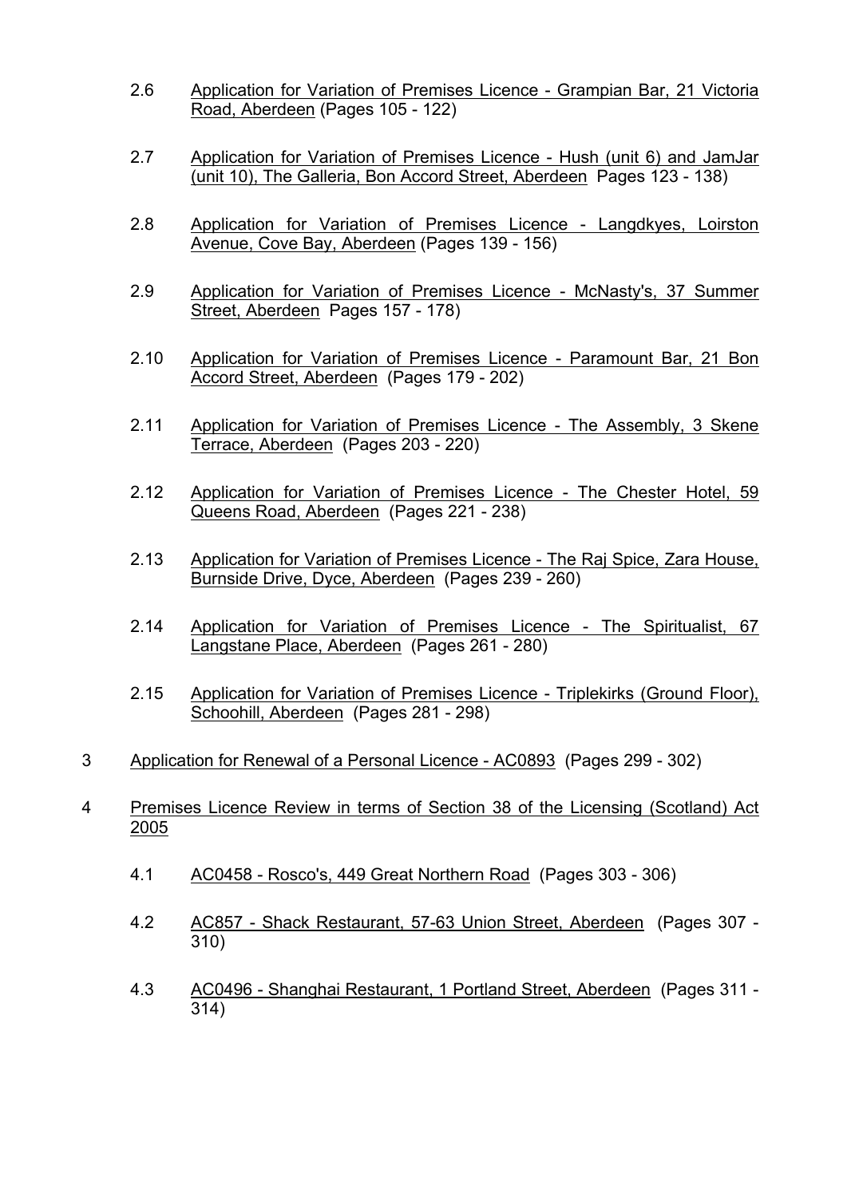2.6 Application for Variation of Premises Licence - Grampian Bar, 21 Victoria Road, Aberdeen (Pages 105 - 122)

2.7 Application for Variation of Premises Licence - Hush (unit 6) and JamJar (unit 10), The Galleria, Bon Accord Street, Aberdeen Pages 123 - 138)

2.8 Application for Variation of Premises Licence - Langdkyes, Loirston Avenue, Cove Bay, Aberdeen (Pages 139 - 156)

2.9 Application for Variation of Premises Licence - McNasty's, 37 Summer Street, Aberdeen Pages 157 - 178)

2.10 Application for Variation of Premises Licence - Paramount Bar, 21 Bon Accord Street, Aberdeen (Pages 179 - 202)

2.11 Application for Variation of Premises Licence - The Assembly, 3 Skene Terrace, Aberdeen (Pages 203 - 220)

2.12 Application for Variation of Premises Licence - The Chester Hotel, 59 Queens Road, Aberdeen (Pages 221 - 238)

2.13 Application for Variation of Premises Licence - The Raj Spice, Zara House, Burnside Drive, Dyce, Aberdeen (Pages 239 - 260)

2.14 Application for Variation of Premises Licence - The Spiritualist, 67 Langstane Place, Aberdeen (Pages 261 - 280)

2.15 Application for Variation of Premises Licence - Triplekirks (Ground Floor), Schoohill, Aberdeen (Pages 281 - 298)

3 Application for Renewal of a Personal Licence - AC0893 (Pages 299 - 302)

4 Premises Licence Review in terms of Section 38 of the Licensing (Scotland) Act 2005

4.1 AC0458 - Rosco's, 449 Great Northern Road (Pages 303 - 306)

4.2 AC857 - Shack Restaurant, 57-63 Union Street, Aberdeen (Pages 307 - 310)

4.3 AC0496 - Shanghai Restaurant, 1 Portland Street, Aberdeen (Pages 311 - 314)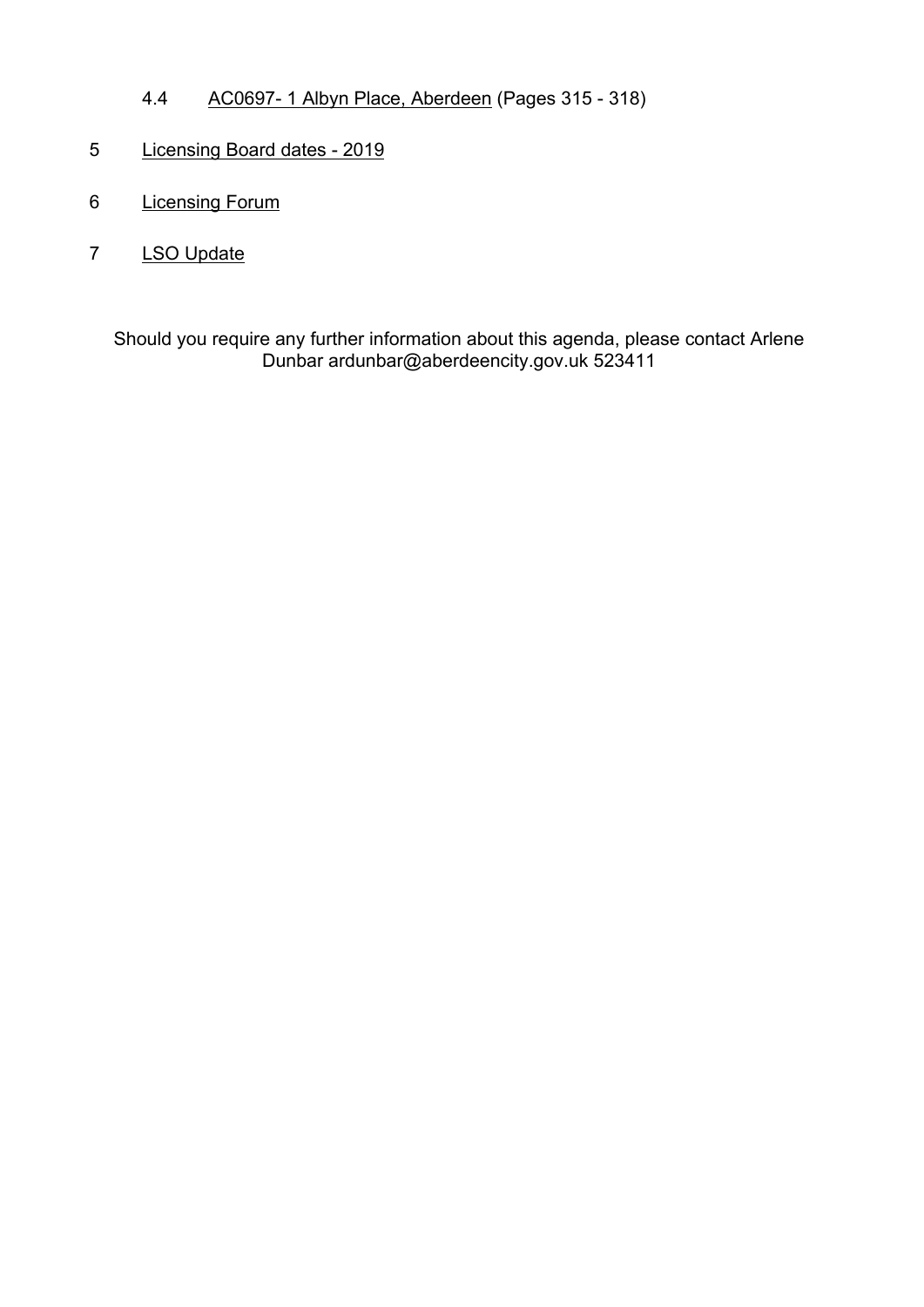4.4 AC0697- 1 Albyn Place, Aberdeen (Pages 315 - 318)

5 Licensing Board dates - 2019

6 Licensing Forum

7 LSO Update

Should you require any further information about this agenda, please contact Arlene Dunbar ardunbar@aberdeencity.gov.uk 523411